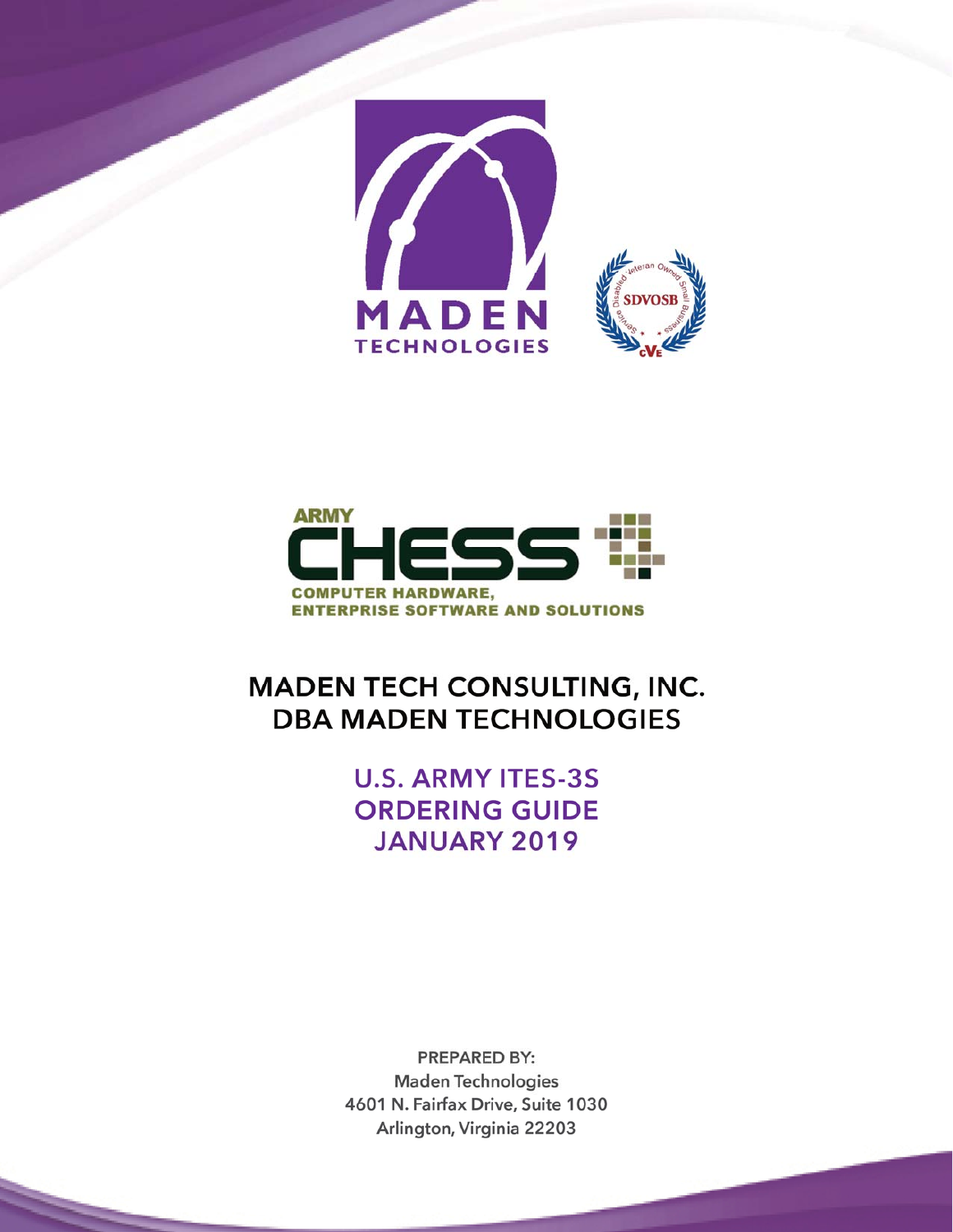MADEN TECHNOLOGIES

ARMY CHESS

COMPUTER HARDWARE, ENTERPRISE SOFTWARE AND SOLUTIONS

# MADEN TECH CONSULTING, INC. DBA MADEN TECHNOLOGIES

## U.S. ARMY ITES-3S ORDERING GUIDE JANUARY 2019

PREPARED BY:
Maden Technologies
4601 N. Fairfax Drive, Suite 1030
Arlington, Virginia 22203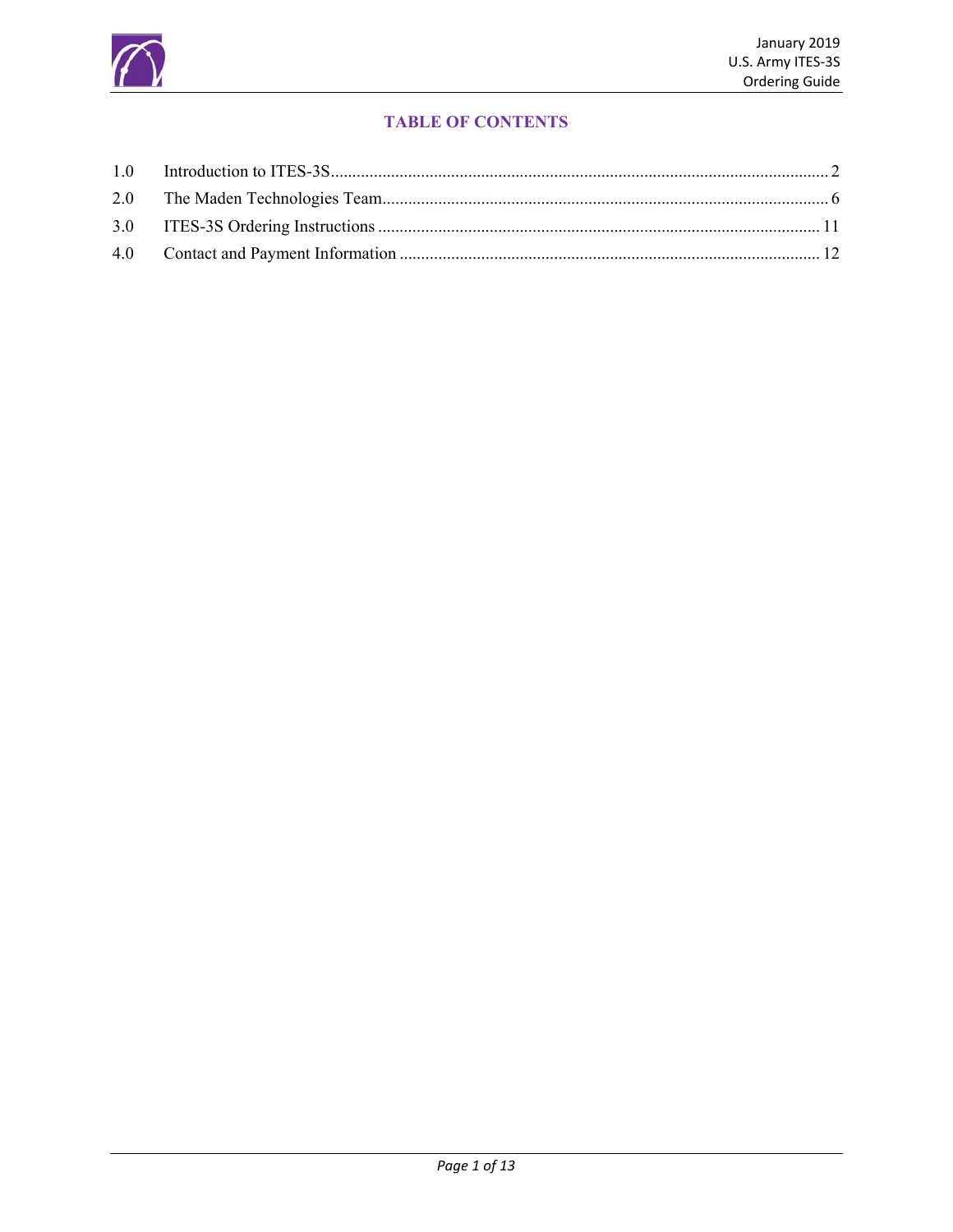# TABLE OF CONTENTS

| | | |
|---|---|---|
| 1.0 | Introduction to ITES-3S | 2 |
| 2.0 | The Maden Technologies Team | 6 |
| 3.0 | ITES-3S Ordering Instructions | 11 |
| 4.0 | Contact and Payment Information | 12 |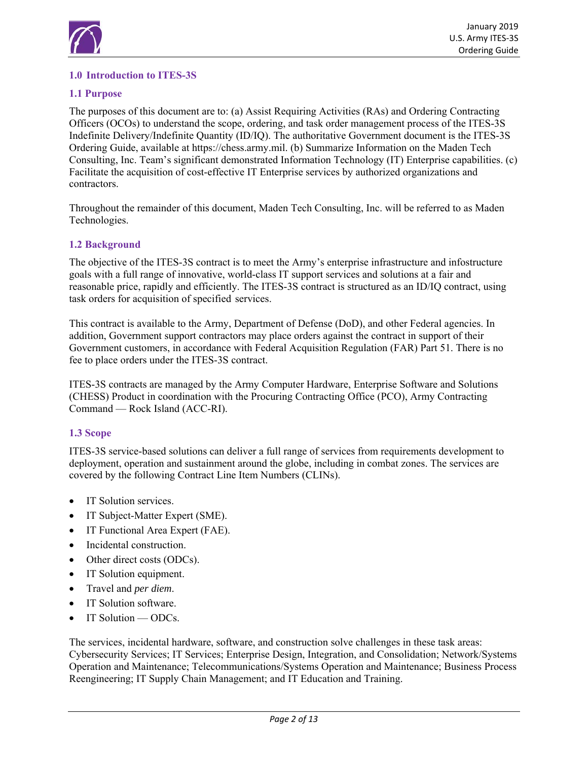## 1.0 Introduction to ITES-3S

### 1.1 Purpose

The purposes of this document are to: (a) Assist Requiring Activities (RAs) and Ordering Contracting Officers (OCOs) to understand the scope, ordering, and task order management process of the ITES-3S Indefinite Delivery/Indefinite Quantity (ID/IQ). The authoritative Government document is the ITES-3S Ordering Guide, available at https://chess.army.mil. (b) Summarize Information on the Maden Tech Consulting, Inc. Team's significant demonstrated Information Technology (IT) Enterprise capabilities. (c) Facilitate the acquisition of cost-effective IT Enterprise services by authorized organizations and contractors.

Throughout the remainder of this document, Maden Tech Consulting, Inc. will be referred to as Maden Technologies.

### 1.2 Background

The objective of the ITES-3S contract is to meet the Army's enterprise infrastructure and infostructure goals with a full range of innovative, world-class IT support services and solutions at a fair and reasonable price, rapidly and efficiently. The ITES-3S contract is structured as an ID/IQ contract, using task orders for acquisition of specified services.

This contract is available to the Army, Department of Defense (DoD), and other Federal agencies. In addition, Government support contractors may place orders against the contract in support of their Government customers, in accordance with Federal Acquisition Regulation (FAR) Part 51. There is no fee to place orders under the ITES-3S contract.

ITES-3S contracts are managed by the Army Computer Hardware, Enterprise Software and Solutions (CHESS) Product in coordination with the Procuring Contracting Office (PCO), Army Contracting Command — Rock Island (ACC-RI).

### 1.3 Scope

ITES-3S service-based solutions can deliver a full range of services from requirements development to deployment, operation and sustainment around the globe, including in combat zones. The services are covered by the following Contract Line Item Numbers (CLINs).

- IT Solution services.
- IT Subject-Matter Expert (SME).
- IT Functional Area Expert (FAE).
- Incidental construction.
- Other direct costs (ODCs).
- IT Solution equipment.
- Travel and *per diem*.
- IT Solution software.
- IT Solution — ODCs.

The services, incidental hardware, software, and construction solve challenges in these task areas: Cybersecurity Services; IT Services; Enterprise Design, Integration, and Consolidation; Network/Systems Operation and Maintenance; Telecommunications/Systems Operation and Maintenance; Business Process Reengineering; IT Supply Chain Management; and IT Education and Training.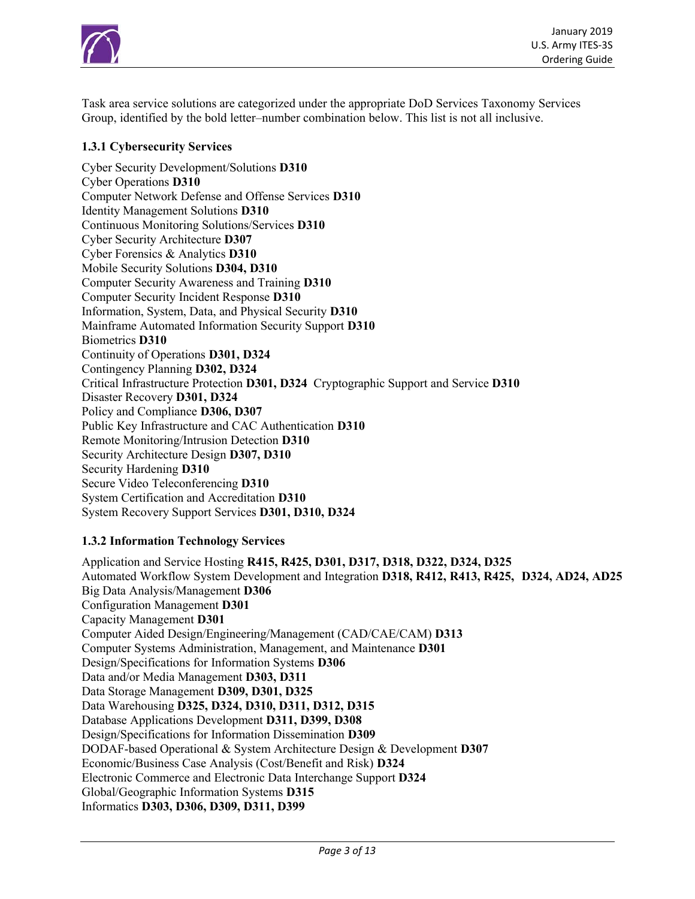Task area service solutions are categorized under the appropriate DoD Services Taxonomy Services Group, identified by the bold letter–number combination below. This list is not all inclusive.

### 1.3.1 Cybersecurity Services

Cyber Security Development/Solutions **D310**
Cyber Operations **D310**
Computer Network Defense and Offense Services **D310**
Identity Management Solutions **D310**
Continuous Monitoring Solutions/Services **D310**
Cyber Security Architecture **D307**
Cyber Forensics & Analytics **D310**
Mobile Security Solutions **D304, D310**
Computer Security Awareness and Training **D310**
Computer Security Incident Response **D310**
Information, System, Data, and Physical Security **D310**
Mainframe Automated Information Security Support **D310**
Biometrics **D310**
Continuity of Operations **D301, D324**
Contingency Planning **D302, D324**
Critical Infrastructure Protection **D301, D324** Cryptographic Support and Service **D310**
Disaster Recovery **D301, D324**
Policy and Compliance **D306, D307**
Public Key Infrastructure and CAC Authentication **D310**
Remote Monitoring/Intrusion Detection **D310**
Security Architecture Design **D307, D310**
Security Hardening **D310**
Secure Video Teleconferencing **D310**
System Certification and Accreditation **D310**
System Recovery Support Services **D301, D310, D324**

### 1.3.2 Information Technology Services

Application and Service Hosting **R415, R425, D301, D317, D318, D322, D324, D325**
Automated Workflow System Development and Integration **D318, R412, R413, R425, D324, AD24, AD25**
Big Data Analysis/Management **D306**
Configuration Management **D301**
Capacity Management **D301**
Computer Aided Design/Engineering/Management (CAD/CAE/CAM) **D313**
Computer Systems Administration, Management, and Maintenance **D301**
Design/Specifications for Information Systems **D306**
Data and/or Media Management **D303, D311**
Data Storage Management **D309, D301, D325**
Data Warehousing **D325, D324, D310, D311, D312, D315**
Database Applications Development **D311, D399, D308**
Design/Specifications for Information Dissemination **D309**
DODAF-based Operational & System Architecture Design & Development **D307**
Economic/Business Case Analysis (Cost/Benefit and Risk) **D324**
Electronic Commerce and Electronic Data Interchange Support **D324**
Global/Geographic Information Systems **D315**
Informatics **D303, D306, D309, D311, D399**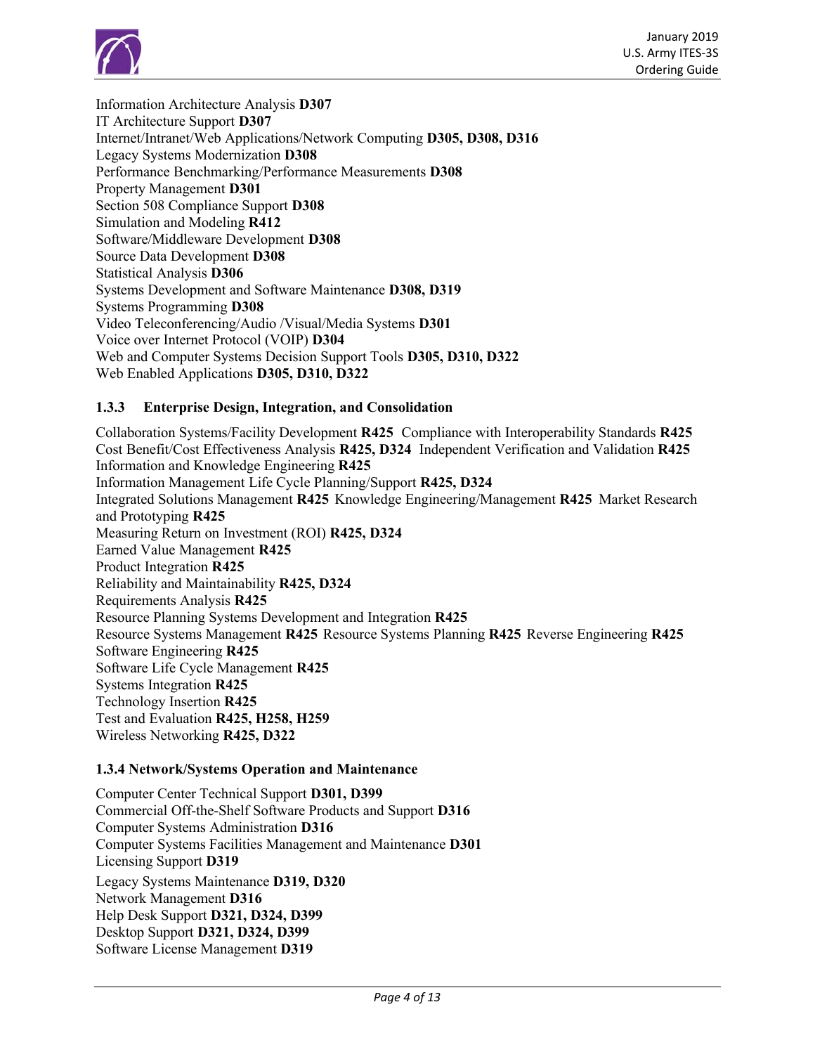Information Architecture Analysis **D307**
IT Architecture Support **D307**
Internet/Intranet/Web Applications/Network Computing **D305, D308, D316**
Legacy Systems Modernization **D308**
Performance Benchmarking/Performance Measurements **D308**
Property Management **D301**
Section 508 Compliance Support **D308**
Simulation and Modeling **R412**
Software/Middleware Development **D308**
Source Data Development **D308**
Statistical Analysis **D306**
Systems Development and Software Maintenance **D308, D319**
Systems Programming **D308**
Video Teleconferencing/Audio /Visual/Media Systems **D301**
Voice over Internet Protocol (VOIP) **D304**
Web and Computer Systems Decision Support Tools **D305, D310, D322**
Web Enabled Applications **D305, D310, D322**

### 1.3.3 Enterprise Design, Integration, and Consolidation

Collaboration Systems/Facility Development **R425** Compliance with Interoperability Standards **R425**
Cost Benefit/Cost Effectiveness Analysis **R425, D324** Independent Verification and Validation **R425**
Information and Knowledge Engineering **R425**
Information Management Life Cycle Planning/Support **R425, D324**
Integrated Solutions Management **R425** Knowledge Engineering/Management **R425** Market Research and Prototyping **R425**
Measuring Return on Investment (ROI) **R425, D324**
Earned Value Management **R425**
Product Integration **R425**
Reliability and Maintainability **R425, D324**
Requirements Analysis **R425**
Resource Planning Systems Development and Integration **R425**
Resource Systems Management **R425** Resource Systems Planning **R425** Reverse Engineering **R425**
Software Engineering **R425**
Software Life Cycle Management **R425**
Systems Integration **R425**
Technology Insertion **R425**
Test and Evaluation **R425, H258, H259**
Wireless Networking **R425, D322**

### 1.3.4 Network/Systems Operation and Maintenance

Computer Center Technical Support **D301, D399**
Commercial Off-the-Shelf Software Products and Support **D316**
Computer Systems Administration **D316**
Computer Systems Facilities Management and Maintenance **D301**
Licensing Support **D319**
Legacy Systems Maintenance **D319, D320**
Network Management **D316**
Help Desk Support **D321, D324, D399**
Desktop Support **D321, D324, D399**
Software License Management **D319**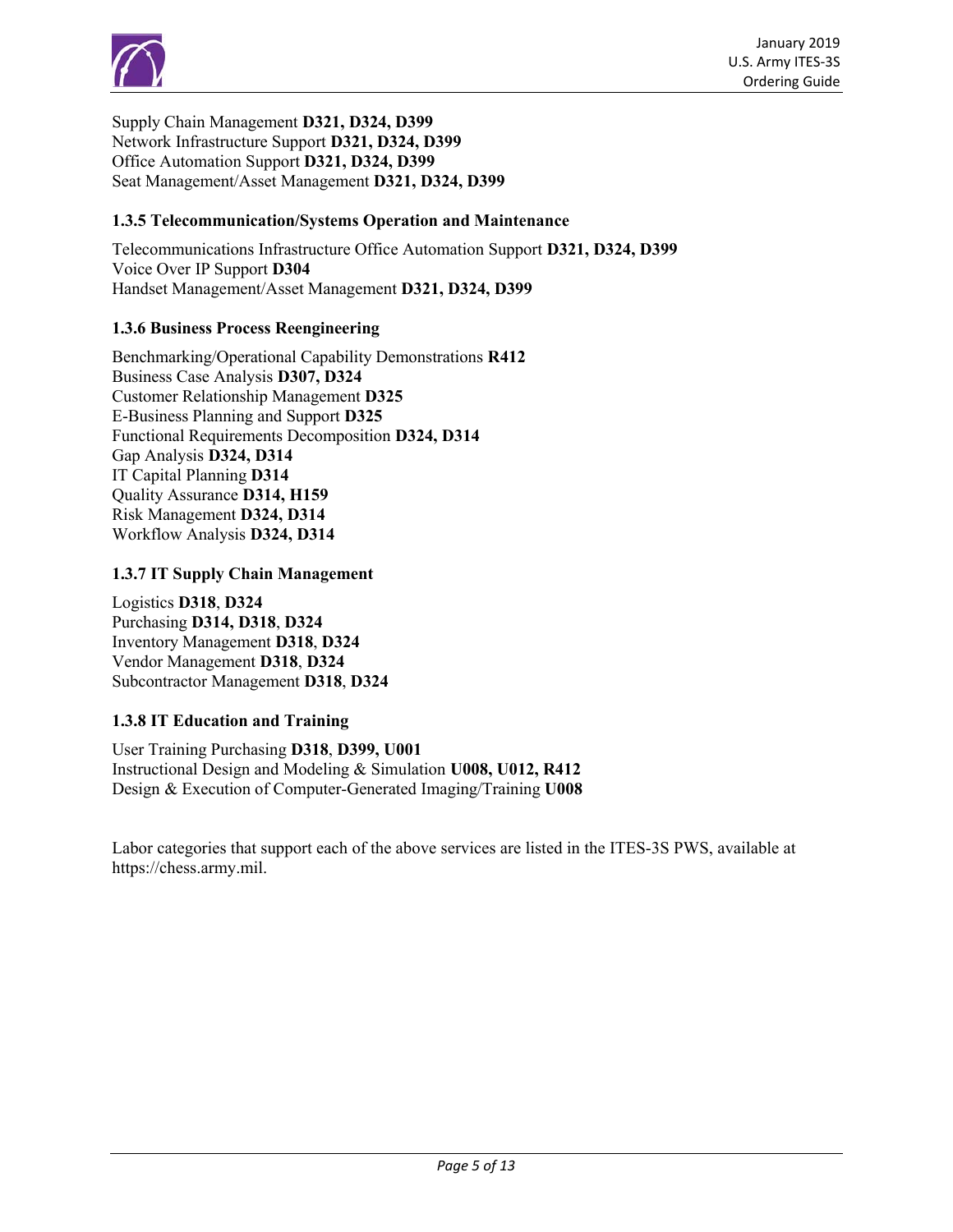Supply Chain Management **D321, D324, D399**
Network Infrastructure Support **D321, D324, D399**
Office Automation Support **D321, D324, D399**
Seat Management/Asset Management **D321, D324, D399**

### 1.3.5 Telecommunication/Systems Operation and Maintenance

Telecommunications Infrastructure Office Automation Support **D321, D324, D399**
Voice Over IP Support **D304**
Handset Management/Asset Management **D321, D324, D399**

### 1.3.6 Business Process Reengineering

Benchmarking/Operational Capability Demonstrations **R412**
Business Case Analysis **D307, D324**
Customer Relationship Management **D325**
E-Business Planning and Support **D325**
Functional Requirements Decomposition **D324, D314**
Gap Analysis **D324, D314**
IT Capital Planning **D314**
Quality Assurance **D314, H159**
Risk Management **D324, D314**
Workflow Analysis **D324, D314**

### 1.3.7 IT Supply Chain Management

Logistics **D318**, **D324**
Purchasing **D314, D318**, **D324**
Inventory Management **D318**, **D324**
Vendor Management **D318**, **D324**
Subcontractor Management **D318**, **D324**

### 1.3.8 IT Education and Training

User Training Purchasing **D318**, **D399, U001**
Instructional Design and Modeling & Simulation **U008, U012, R412**
Design & Execution of Computer-Generated Imaging/Training **U008**

Labor categories that support each of the above services are listed in the ITES-3S PWS, available at https://chess.army.mil.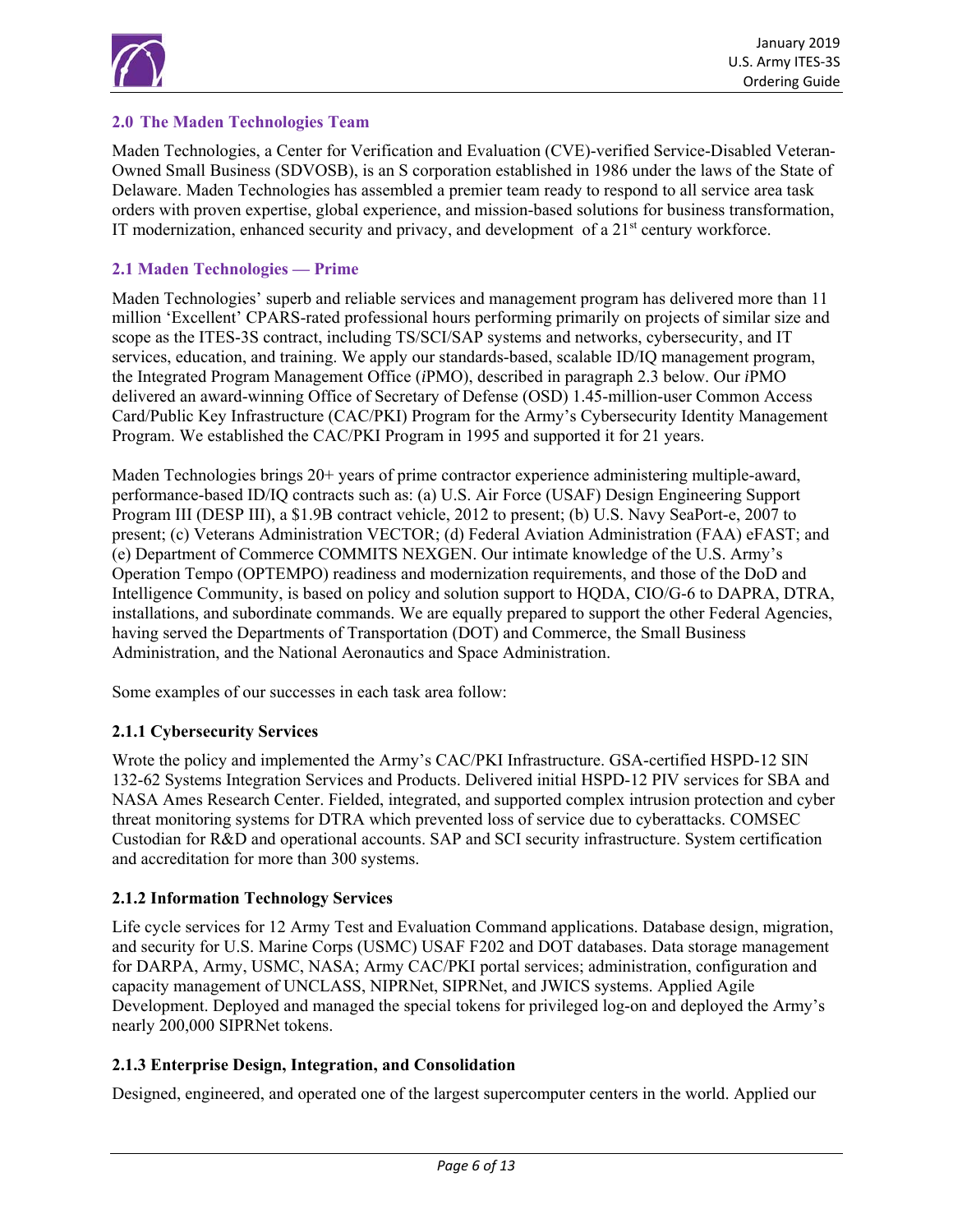## 2.0 The Maden Technologies Team

Maden Technologies, a Center for Verification and Evaluation (CVE)-verified Service-Disabled Veteran-Owned Small Business (SDVOSB), is an S corporation established in 1986 under the laws of the State of Delaware. Maden Technologies has assembled a premier team ready to respond to all service area task orders with proven expertise, global experience, and mission-based solutions for business transformation, IT modernization, enhanced security and privacy, and development of a 21st century workforce.

### 2.1 Maden Technologies — Prime

Maden Technologies' superb and reliable services and management program has delivered more than 11 million 'Excellent' CPARS-rated professional hours performing primarily on projects of similar size and scope as the ITES-3S contract, including TS/SCI/SAP systems and networks, cybersecurity, and IT services, education, and training. We apply our standards-based, scalable ID/IQ management program, the Integrated Program Management Office (*i*PMO), described in paragraph 2.3 below. Our *i*PMO delivered an award-winning Office of Secretary of Defense (OSD) 1.45-million-user Common Access Card/Public Key Infrastructure (CAC/PKI) Program for the Army's Cybersecurity Identity Management Program. We established the CAC/PKI Program in 1995 and supported it for 21 years.

Maden Technologies brings 20+ years of prime contractor experience administering multiple-award, performance-based ID/IQ contracts such as: (a) U.S. Air Force (USAF) Design Engineering Support Program III (DESP III), a $1.9B contract vehicle, 2012 to present; (b) U.S. Navy SeaPort-e, 2007 to present; (c) Veterans Administration VECTOR; (d) Federal Aviation Administration (FAA) eFAST; and (e) Department of Commerce COMMITS NEXGEN. Our intimate knowledge of the U.S. Army's Operation Tempo (OPTEMPO) readiness and modernization requirements, and those of the DoD and Intelligence Community, is based on policy and solution support to HQDA, CIO/G-6 to DAPRA, DTRA, installations, and subordinate commands. We are equally prepared to support the other Federal Agencies, having served the Departments of Transportation (DOT) and Commerce, the Small Business Administration, and the National Aeronautics and Space Administration.

Some examples of our successes in each task area follow:

#### 2.1.1 Cybersecurity Services

Wrote the policy and implemented the Army's CAC/PKI Infrastructure. GSA-certified HSPD-12 SIN 132-62 Systems Integration Services and Products. Delivered initial HSPD-12 PIV services for SBA and NASA Ames Research Center. Fielded, integrated, and supported complex intrusion protection and cyber threat monitoring systems for DTRA which prevented loss of service due to cyberattacks. COMSEC Custodian for R&D and operational accounts. SAP and SCI security infrastructure. System certification and accreditation for more than 300 systems.

#### 2.1.2 Information Technology Services

Life cycle services for 12 Army Test and Evaluation Command applications. Database design, migration, and security for U.S. Marine Corps (USMC) USAF F202 and DOT databases. Data storage management for DARPA, Army, USMC, NASA; Army CAC/PKI portal services; administration, configuration and capacity management of UNCLASS, NIPRNet, SIPRNet, and JWICS systems. Applied Agile Development. Deployed and managed the special tokens for privileged log-on and deployed the Army's nearly 200,000 SIPRNet tokens.

#### 2.1.3 Enterprise Design, Integration, and Consolidation

Designed, engineered, and operated one of the largest supercomputer centers in the world. Applied our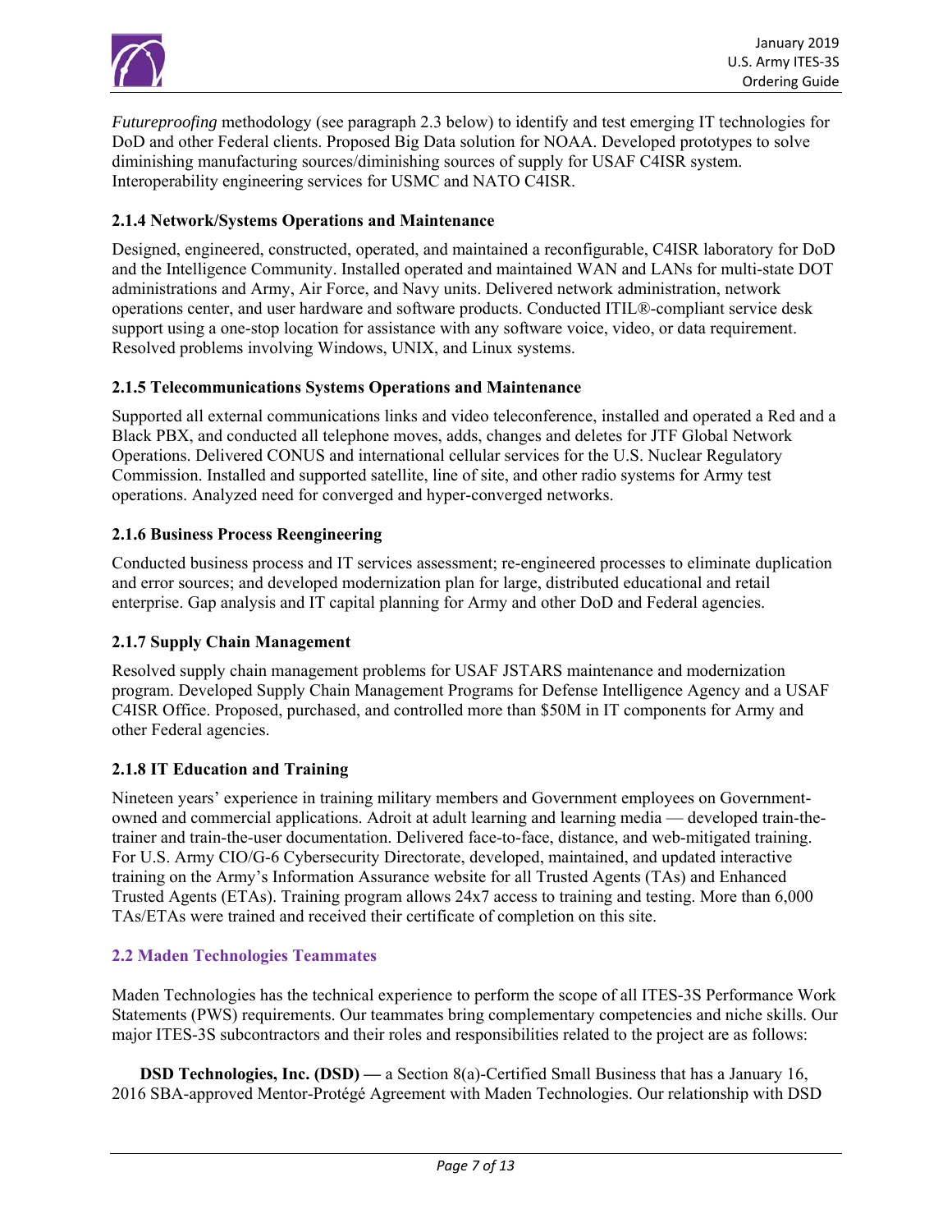*Futureproofing* methodology (see paragraph 2.3 below) to identify and test emerging IT technologies for DoD and other Federal clients. Proposed Big Data solution for NOAA. Developed prototypes to solve diminishing manufacturing sources/diminishing sources of supply for USAF C4ISR system. Interoperability engineering services for USMC and NATO C4ISR.

### 2.1.4 Network/Systems Operations and Maintenance

Designed, engineered, constructed, operated, and maintained a reconfigurable, C4ISR laboratory for DoD and the Intelligence Community. Installed operated and maintained WAN and LANs for multi-state DOT administrations and Army, Air Force, and Navy units. Delivered network administration, network operations center, and user hardware and software products. Conducted ITIL®-compliant service desk support using a one-stop location for assistance with any software voice, video, or data requirement. Resolved problems involving Windows, UNIX, and Linux systems.

### 2.1.5 Telecommunications Systems Operations and Maintenance

Supported all external communications links and video teleconference, installed and operated a Red and a Black PBX, and conducted all telephone moves, adds, changes and deletes for JTF Global Network Operations. Delivered CONUS and international cellular services for the U.S. Nuclear Regulatory Commission. Installed and supported satellite, line of site, and other radio systems for Army test operations. Analyzed need for converged and hyper-converged networks.

### 2.1.6 Business Process Reengineering

Conducted business process and IT services assessment; re-engineered processes to eliminate duplication and error sources; and developed modernization plan for large, distributed educational and retail enterprise. Gap analysis and IT capital planning for Army and other DoD and Federal agencies.

### 2.1.7 Supply Chain Management

Resolved supply chain management problems for USAF JSTARS maintenance and modernization program. Developed Supply Chain Management Programs for Defense Intelligence Agency and a USAF C4ISR Office. Proposed, purchased, and controlled more than $50M in IT components for Army and other Federal agencies.

### 2.1.8 IT Education and Training

Nineteen years' experience in training military members and Government employees on Government-owned and commercial applications. Adroit at adult learning and learning media — developed train-the-trainer and train-the-user documentation. Delivered face-to-face, distance, and web-mitigated training. For U.S. Army CIO/G-6 Cybersecurity Directorate, developed, maintained, and updated interactive training on the Army's Information Assurance website for all Trusted Agents (TAs) and Enhanced Trusted Agents (ETAs). Training program allows 24x7 access to training and testing. More than 6,000 TAs/ETAs were trained and received their certificate of completion on this site.

## 2.2 Maden Technologies Teammates

Maden Technologies has the technical experience to perform the scope of all ITES-3S Performance Work Statements (PWS) requirements. Our teammates bring complementary competencies and niche skills. Our major ITES-3S subcontractors and their roles and responsibilities related to the project are as follows:

**DSD Technologies, Inc. (DSD) —** a Section 8(a)-Certified Small Business that has a January 16, 2016 SBA-approved Mentor-Protégé Agreement with Maden Technologies. Our relationship with DSD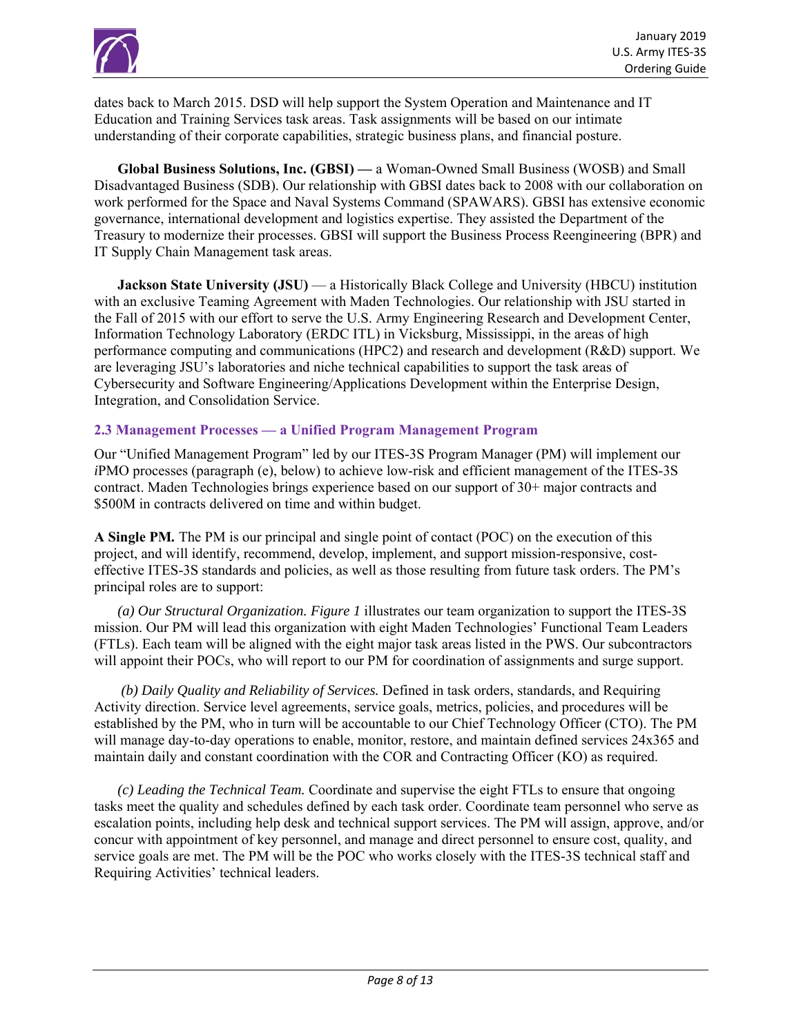dates back to March 2015. DSD will help support the System Operation and Maintenance and IT Education and Training Services task areas. Task assignments will be based on our intimate understanding of their corporate capabilities, strategic business plans, and financial posture.

**Global Business Solutions, Inc. (GBSI) —** a Woman-Owned Small Business (WOSB) and Small Disadvantaged Business (SDB). Our relationship with GBSI dates back to 2008 with our collaboration on work performed for the Space and Naval Systems Command (SPAWARS). GBSI has extensive economic governance, international development and logistics expertise. They assisted the Department of the Treasury to modernize their processes. GBSI will support the Business Process Reengineering (BPR) and IT Supply Chain Management task areas.

**Jackson State University (JSU)** — a Historically Black College and University (HBCU) institution with an exclusive Teaming Agreement with Maden Technologies. Our relationship with JSU started in the Fall of 2015 with our effort to serve the U.S. Army Engineering Research and Development Center, Information Technology Laboratory (ERDC ITL) in Vicksburg, Mississippi, in the areas of high performance computing and communications (HPC2) and research and development (R&D) support. We are leveraging JSU's laboratories and niche technical capabilities to support the task areas of Cybersecurity and Software Engineering/Applications Development within the Enterprise Design, Integration, and Consolidation Service.

### 2.3 Management Processes — a Unified Program Management Program

Our "Unified Management Program" led by our ITES-3S Program Manager (PM) will implement our *i*PMO processes (paragraph (e), below) to achieve low-risk and efficient management of the ITES-3S contract. Maden Technologies brings experience based on our support of 30+ major contracts and \$500M in contracts delivered on time and within budget.

**A Single PM.** The PM is our principal and single point of contact (POC) on the execution of this project, and will identify, recommend, develop, implement, and support mission-responsive, cost-effective ITES-3S standards and policies, as well as those resulting from future task orders. The PM's principal roles are to support:

*(a) Our Structural Organization. Figure 1* illustrates our team organization to support the ITES-3S mission. Our PM will lead this organization with eight Maden Technologies' Functional Team Leaders (FTLs). Each team will be aligned with the eight major task areas listed in the PWS. Our subcontractors will appoint their POCs, who will report to our PM for coordination of assignments and surge support.

*(b) Daily Quality and Reliability of Services.* Defined in task orders, standards, and Requiring Activity direction. Service level agreements, service goals, metrics, policies, and procedures will be established by the PM, who in turn will be accountable to our Chief Technology Officer (CTO). The PM will manage day-to-day operations to enable, monitor, restore, and maintain defined services 24x365 and maintain daily and constant coordination with the COR and Contracting Officer (KO) as required.

*(c) Leading the Technical Team.* Coordinate and supervise the eight FTLs to ensure that ongoing tasks meet the quality and schedules defined by each task order. Coordinate team personnel who serve as escalation points, including help desk and technical support services. The PM will assign, approve, and/or concur with appointment of key personnel, and manage and direct personnel to ensure cost, quality, and service goals are met. The PM will be the POC who works closely with the ITES-3S technical staff and Requiring Activities' technical leaders.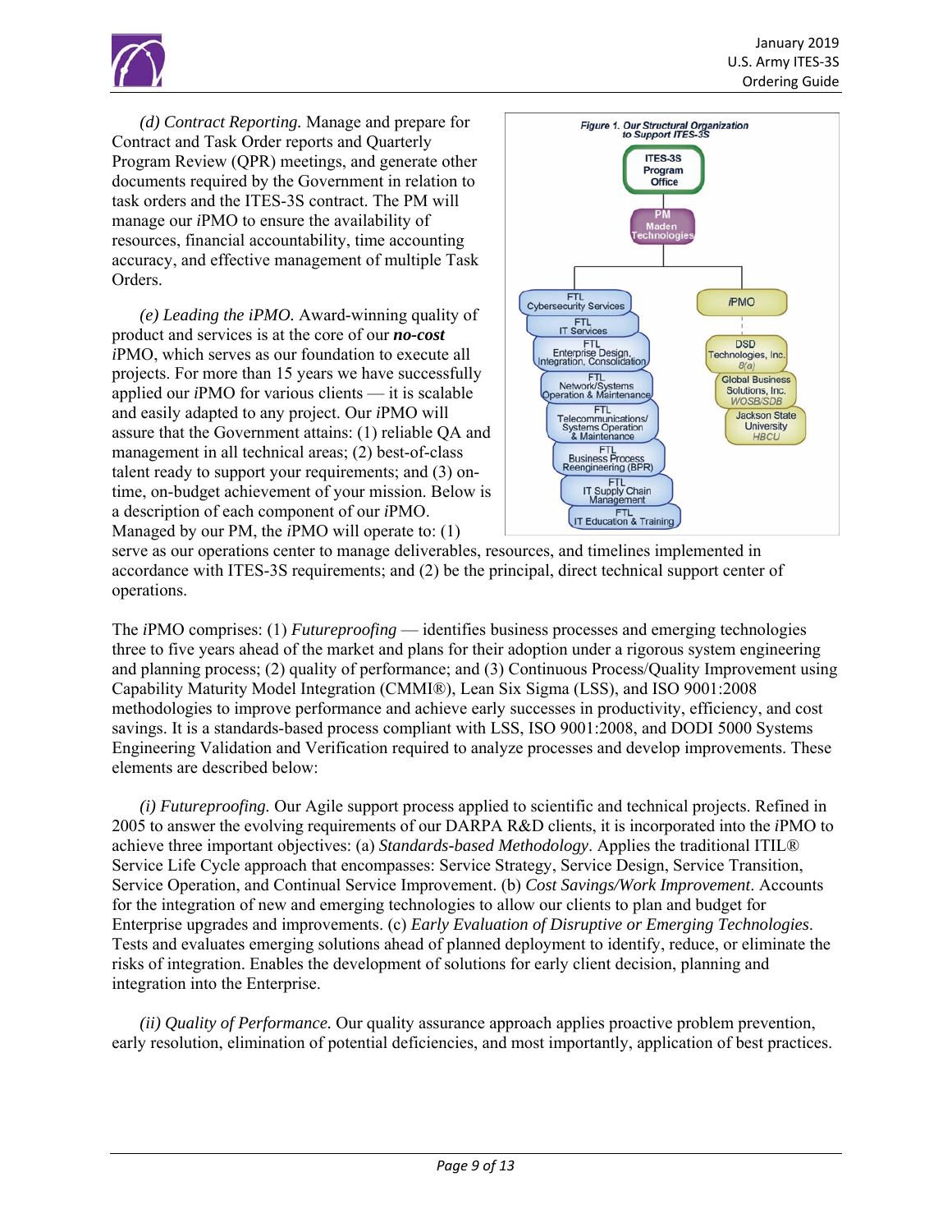*(d) Contract Reporting.* Manage and prepare for Contract and Task Order reports and Quarterly Program Review (QPR) meetings, and generate other documents required by the Government in relation to task orders and the ITES-3S contract. The PM will manage our *i*PMO to ensure the availability of resources, financial accountability, time accounting accuracy, and effective management of multiple Task Orders.

*(e) Leading the iPMO.* Award-winning quality of product and services is at the core of our ***no-cost*** *i*PMO, which serves as our foundation to execute all projects. For more than 15 years we have successfully applied our *i*PMO for various clients — it is scalable and easily adapted to any project. Our *i*PMO will assure that the Government attains: (1) reliable QA and management in all technical areas; (2) best-of-class talent ready to support your requirements; and (3) on-time, on-budget achievement of your mission. Below is a description of each component of our *i*PMO. Managed by our PM, the *i*PMO will operate to: (1) serve as our operations center to manage deliverables, resources, and timelines implemented in accordance with ITES-3S requirements; and (2) be the principal, direct technical support center of operations.

*Figure 1. Our Structural Organization to Support ITES-3S*

- ITES-3S Program Office
  - PM Maden Technologies
    - FTL Cybersecurity Services
    - FTL IT Services
    - FTL Enterprise Design, Integration, Consolidation
    - FTL Network/Systems Operation & Maintenance
    - FTL Telecommunications/ Systems Operation & Maintenance
    - FTL Business Process Reengineering (BPR)
    - FTL IT Supply Chain Management
    - FTL IT Education & Training
    - *i*PMO
      - DSD Technologies, Inc. 8(a)
      - Global Business Solutions, Inc. WOSB/SDB
      - Jackson State University HBCU

The *i*PMO comprises: (1) *Futureproofing* — identifies business processes and emerging technologies three to five years ahead of the market and plans for their adoption under a rigorous system engineering and planning process; (2) quality of performance; and (3) Continuous Process/Quality Improvement using Capability Maturity Model Integration (CMMI®), Lean Six Sigma (LSS), and ISO 9001:2008 methodologies to improve performance and achieve early successes in productivity, efficiency, and cost savings. It is a standards-based process compliant with LSS, ISO 9001:2008, and DODI 5000 Systems Engineering Validation and Verification required to analyze processes and develop improvements. These elements are described below:

*(i) Futureproofing.* Our Agile support process applied to scientific and technical projects. Refined in 2005 to answer the evolving requirements of our DARPA R&D clients, it is incorporated into the *i*PMO to achieve three important objectives: (a) *Standards-based Methodology*. Applies the traditional ITIL® Service Life Cycle approach that encompasses: Service Strategy, Service Design, Service Transition, Service Operation, and Continual Service Improvement. (b) *Cost Savings/Work Improvement*. Accounts for the integration of new and emerging technologies to allow our clients to plan and budget for Enterprise upgrades and improvements. (c) *Early Evaluation of Disruptive or Emerging Technologies*. Tests and evaluates emerging solutions ahead of planned deployment to identify, reduce, or eliminate the risks of integration. Enables the development of solutions for early client decision, planning and integration into the Enterprise.

*(ii) Quality of Performance.* Our quality assurance approach applies proactive problem prevention, early resolution, elimination of potential deficiencies, and most importantly, application of best practices.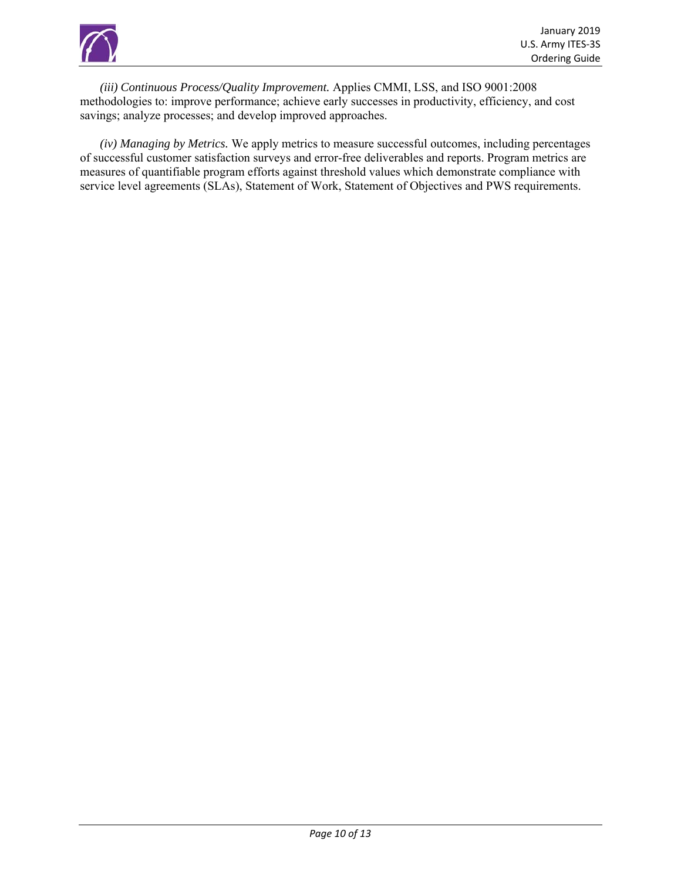*(iii) Continuous Process/Quality Improvement.* Applies CMMI, LSS, and ISO 9001:2008 methodologies to: improve performance; achieve early successes in productivity, efficiency, and cost savings; analyze processes; and develop improved approaches.

*(iv) Managing by Metrics.* We apply metrics to measure successful outcomes, including percentages of successful customer satisfaction surveys and error-free deliverables and reports. Program metrics are measures of quantifiable program efforts against threshold values which demonstrate compliance with service level agreements (SLAs), Statement of Work, Statement of Objectives and PWS requirements.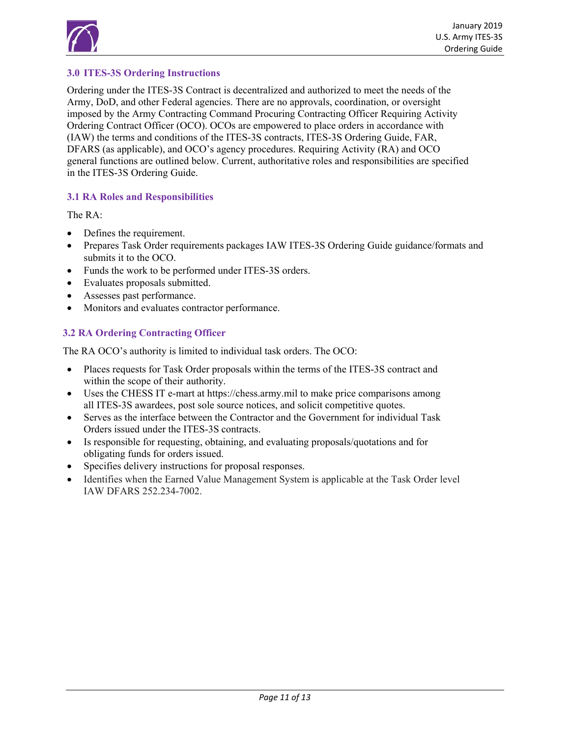## 3.0 ITES-3S Ordering Instructions

Ordering under the ITES-3S Contract is decentralized and authorized to meet the needs of the Army, DoD, and other Federal agencies. There are no approvals, coordination, or oversight imposed by the Army Contracting Command Procuring Contracting Officer Requiring Activity Ordering Contract Officer (OCO). OCOs are empowered to place orders in accordance with (IAW) the terms and conditions of the ITES-3S contracts, ITES-3S Ordering Guide, FAR, DFARS (as applicable), and OCO's agency procedures. Requiring Activity (RA) and OCO general functions are outlined below. Current, authoritative roles and responsibilities are specified in the ITES-3S Ordering Guide.

### 3.1 RA Roles and Responsibilities

The RA:

- Defines the requirement.
- Prepares Task Order requirements packages IAW ITES-3S Ordering Guide guidance/formats and submits it to the OCO.
- Funds the work to be performed under ITES-3S orders.
- Evaluates proposals submitted.
- Assesses past performance.
- Monitors and evaluates contractor performance.

### 3.2 RA Ordering Contracting Officer

The RA OCO's authority is limited to individual task orders. The OCO:

- Places requests for Task Order proposals within the terms of the ITES-3S contract and within the scope of their authority.
- Uses the CHESS IT e-mart at https://chess.army.mil to make price comparisons among all ITES-3S awardees, post sole source notices, and solicit competitive quotes.
- Serves as the interface between the Contractor and the Government for individual Task Orders issued under the ITES-3S contracts.
- Is responsible for requesting, obtaining, and evaluating proposals/quotations and for obligating funds for orders issued.
- Specifies delivery instructions for proposal responses.
- Identifies when the Earned Value Management System is applicable at the Task Order level IAW DFARS 252.234-7002.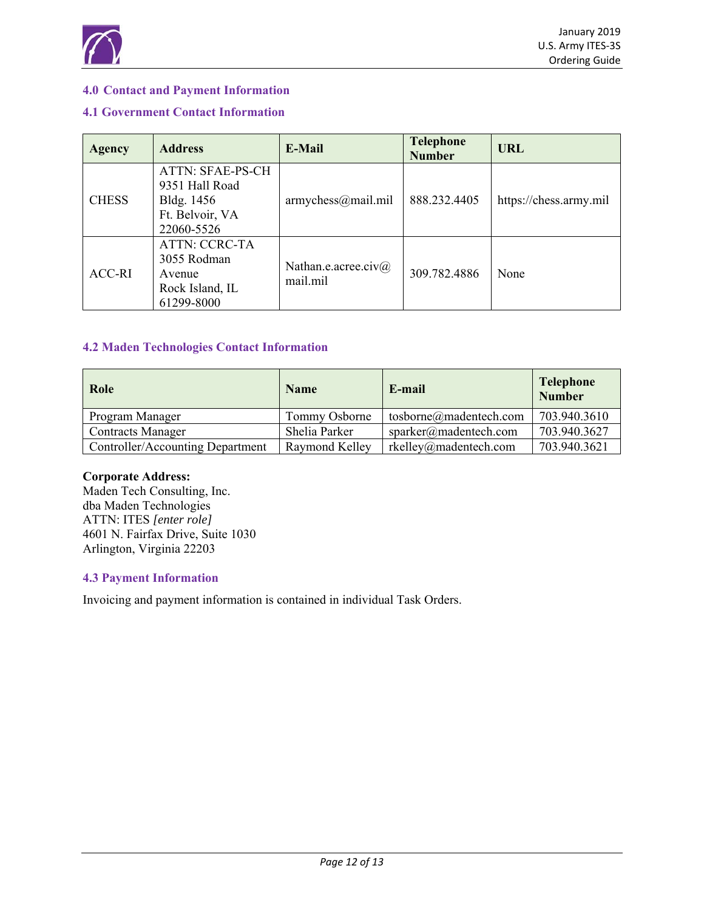## 4.0 Contact and Payment Information

### 4.1 Government Contact Information

| Agency | Address | E-Mail | Telephone Number | URL |
|---|---|---|---|---|
| CHESS | ATTN: SFAE-PS-CH<br>9351 Hall Road<br>Bldg. 1456<br>Ft. Belvoir, VA<br>22060-5526 | armychess@mail.mil | 888.232.4405 | https://chess.army.mil |
| ACC-RI | ATTN: CCRC-TA<br>3055 Rodman Avenue<br>Rock Island, IL<br>61299-8000 | Nathan.e.acree.civ@mail.mil | 309.782.4886 | None |

### 4.2 Maden Technologies Contact Information

| Role | Name | E-mail | Telephone Number |
|---|---|---|---|
| Program Manager | Tommy Osborne | tosborne@madentech.com | 703.940.3610 |
| Contracts Manager | Shelia Parker | sparker@madentech.com | 703.940.3627 |
| Controller/Accounting Department | Raymond Kelley | rkelley@madentech.com | 703.940.3621 |

**Corporate Address:**
Maden Tech Consulting, Inc.
dba Maden Technologies
ATTN: ITES *[enter role]*
4601 N. Fairfax Drive, Suite 1030
Arlington, Virginia 22203

### 4.3 Payment Information

Invoicing and payment information is contained in individual Task Orders.